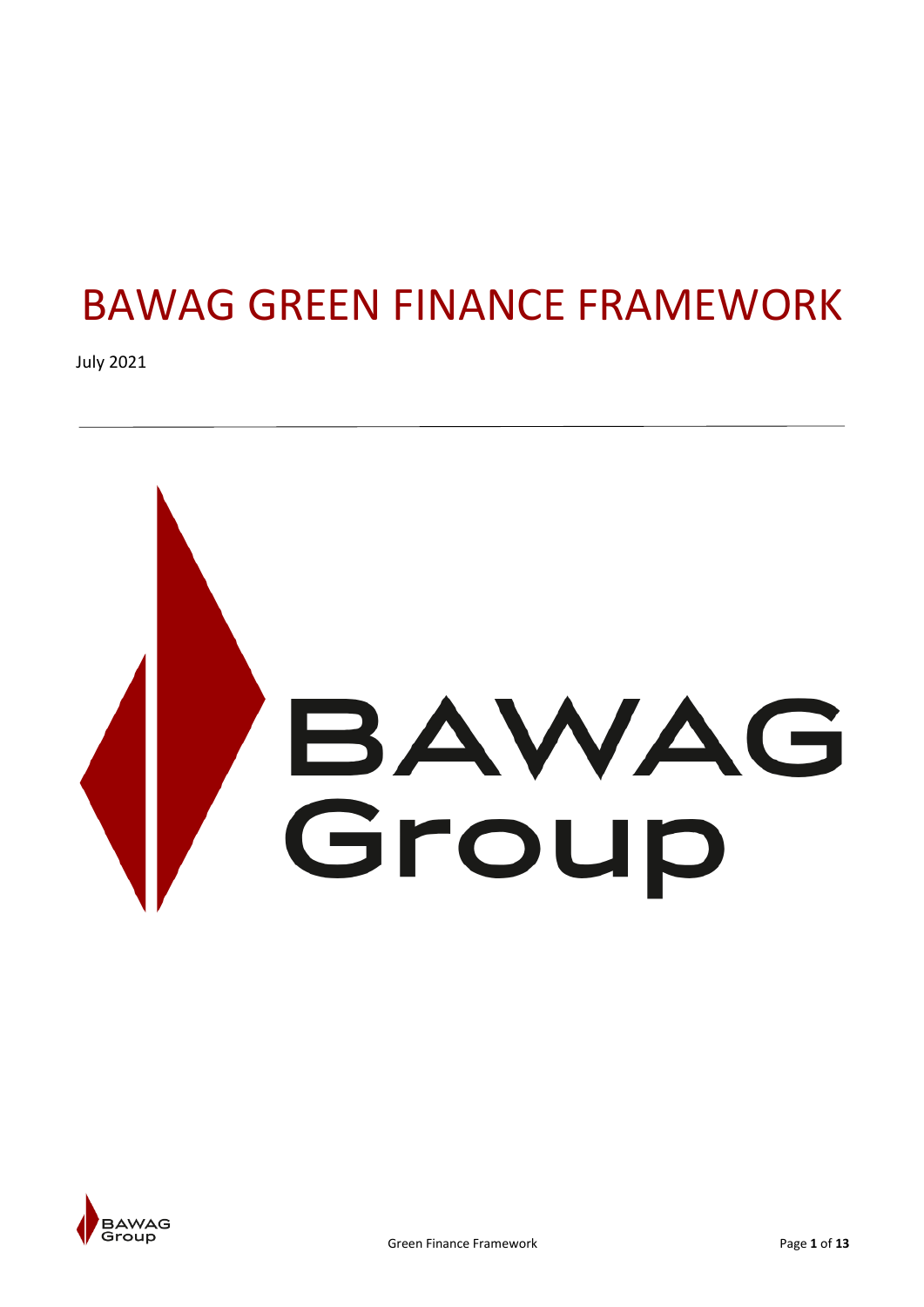# BAWAG GREEN FINANCE FRAMEWORK

July 2021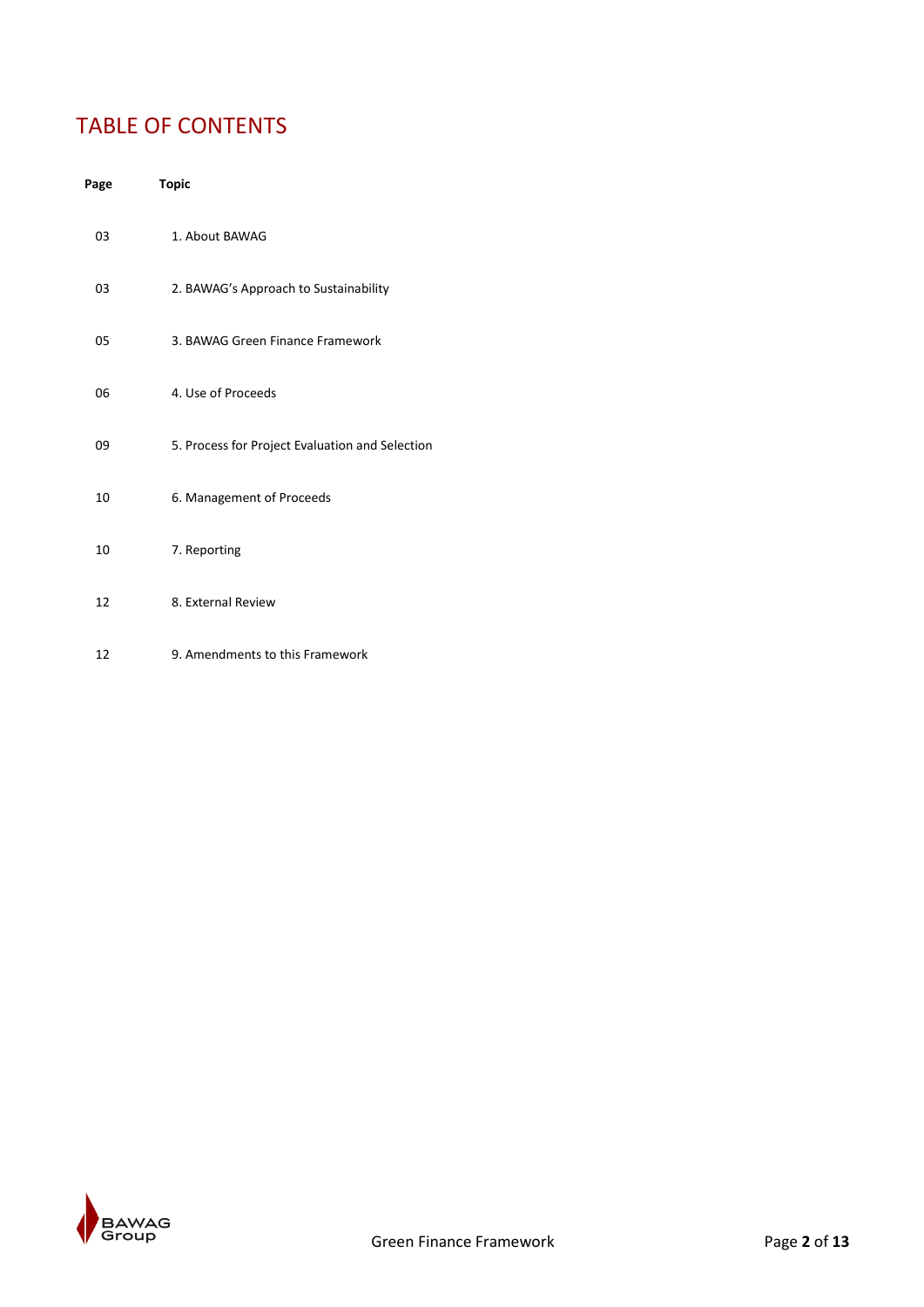# TABLE OF CONTENTS

| Page | Topic |
|---|---|
| 03 | 1. About BAWAG |
| 03 | 2. BAWAG's Approach to Sustainability |
| 05 | 3. BAWAG Green Finance Framework |
| 06 | 4. Use of Proceeds |
| 09 | 5. Process for Project Evaluation and Selection |
| 10 | 6. Management of Proceeds |
| 10 | 7. Reporting |
| 12 | 8. External Review |
| 12 | 9. Amendments to this Framework |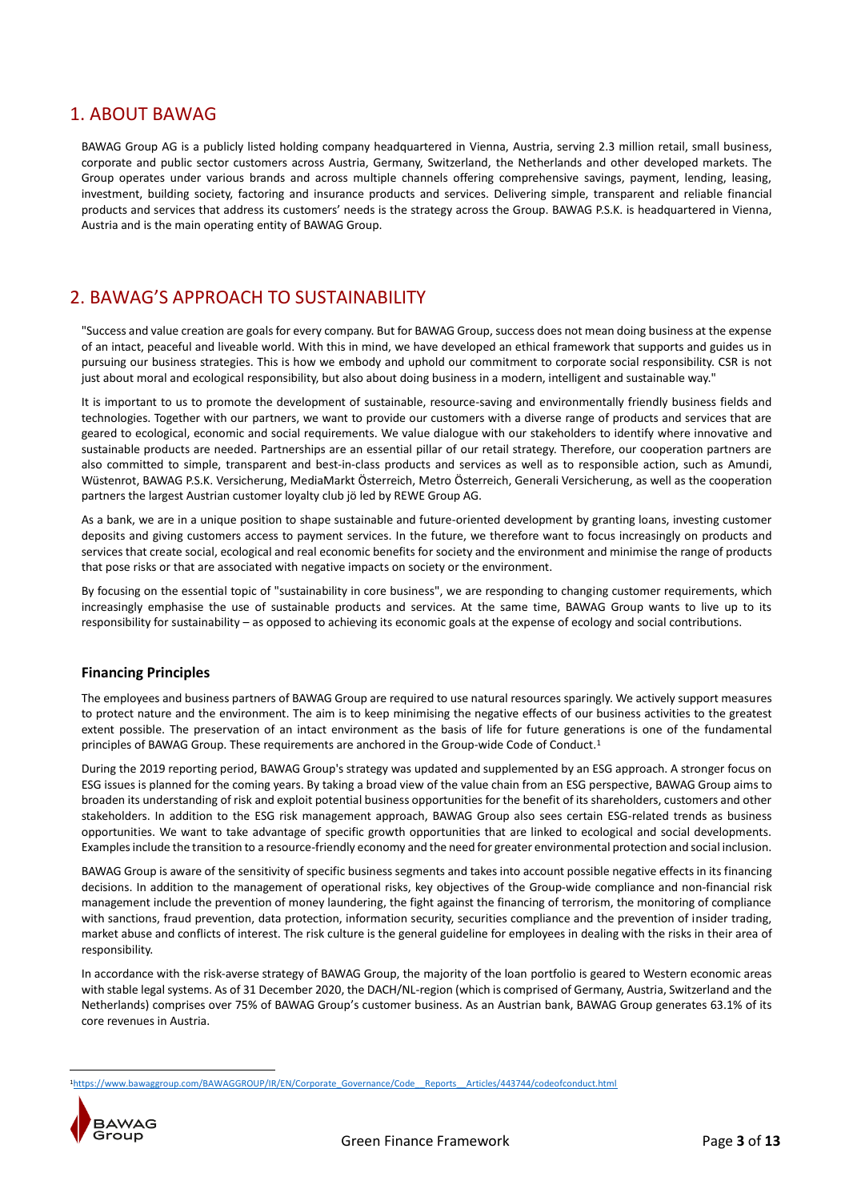## 1. ABOUT BAWAG

BAWAG Group AG is a publicly listed holding company headquartered in Vienna, Austria, serving 2.3 million retail, small business, corporate and public sector customers across Austria, Germany, Switzerland, the Netherlands and other developed markets. The Group operates under various brands and across multiple channels offering comprehensive savings, payment, lending, leasing, investment, building society, factoring and insurance products and services. Delivering simple, transparent and reliable financial products and services that address its customers' needs is the strategy across the Group. BAWAG P.S.K. is headquartered in Vienna, Austria and is the main operating entity of BAWAG Group.

## 2. BAWAG'S APPROACH TO SUSTAINABILITY

"Success and value creation are goals for every company. But for BAWAG Group, success does not mean doing business at the expense of an intact, peaceful and liveable world. With this in mind, we have developed an ethical framework that supports and guides us in pursuing our business strategies. This is how we embody and uphold our commitment to corporate social responsibility. CSR is not just about moral and ecological responsibility, but also about doing business in a modern, intelligent and sustainable way."

It is important to us to promote the development of sustainable, resource-saving and environmentally friendly business fields and technologies. Together with our partners, we want to provide our customers with a diverse range of products and services that are geared to ecological, economic and social requirements. We value dialogue with our stakeholders to identify where innovative and sustainable products are needed. Partnerships are an essential pillar of our retail strategy. Therefore, our cooperation partners are also committed to simple, transparent and best-in-class products and services as well as to responsible action, such as Amundi, Wüstenrot, BAWAG P.S.K. Versicherung, MediaMarkt Österreich, Metro Österreich, Generali Versicherung, as well as the cooperation partners the largest Austrian customer loyalty club jö led by REWE Group AG.

As a bank, we are in a unique position to shape sustainable and future-oriented development by granting loans, investing customer deposits and giving customers access to payment services. In the future, we therefore want to focus increasingly on products and services that create social, ecological and real economic benefits for society and the environment and minimise the range of products that pose risks or that are associated with negative impacts on society or the environment.

By focusing on the essential topic of "sustainability in core business", we are responding to changing customer requirements, which increasingly emphasise the use of sustainable products and services. At the same time, BAWAG Group wants to live up to its responsibility for sustainability – as opposed to achieving its economic goals at the expense of ecology and social contributions.

### Financing Principles

The employees and business partners of BAWAG Group are required to use natural resources sparingly. We actively support measures to protect nature and the environment. The aim is to keep minimising the negative effects of our business activities to the greatest extent possible. The preservation of an intact environment as the basis of life for future generations is one of the fundamental principles of BAWAG Group. These requirements are anchored in the Group-wide Code of Conduct.[1]

During the 2019 reporting period, BAWAG Group's strategy was updated and supplemented by an ESG approach. A stronger focus on ESG issues is planned for the coming years. By taking a broad view of the value chain from an ESG perspective, BAWAG Group aims to broaden its understanding of risk and exploit potential business opportunities for the benefit of its shareholders, customers and other stakeholders. In addition to the ESG risk management approach, BAWAG Group also sees certain ESG-related trends as business opportunities. We want to take advantage of specific growth opportunities that are linked to ecological and social developments. Examples include the transition to a resource-friendly economy and the need for greater environmental protection and social inclusion.

BAWAG Group is aware of the sensitivity of specific business segments and takes into account possible negative effects in its financing decisions. In addition to the management of operational risks, key objectives of the Group-wide compliance and non-financial risk management include the prevention of money laundering, the fight against the financing of terrorism, the monitoring of compliance with sanctions, fraud prevention, data protection, information security, securities compliance and the prevention of insider trading, market abuse and conflicts of interest. The risk culture is the general guideline for employees in dealing with the risks in their area of responsibility.

In accordance with the risk-averse strategy of BAWAG Group, the majority of the loan portfolio is geared to Western economic areas with stable legal systems. As of 31 December 2020, the DACH/NL-region (which is comprised of Germany, Austria, Switzerland and the Netherlands) comprises over 75% of BAWAG Group's customer business. As an Austrian bank, BAWAG Group generates 63.1% of its core revenues in Austria.

---

[1] https://www.bawaggroup.com/BAWAGGROUP/IR/EN/Corporate_Governance/Code__Reports__Articles/443744/codeofconduct.html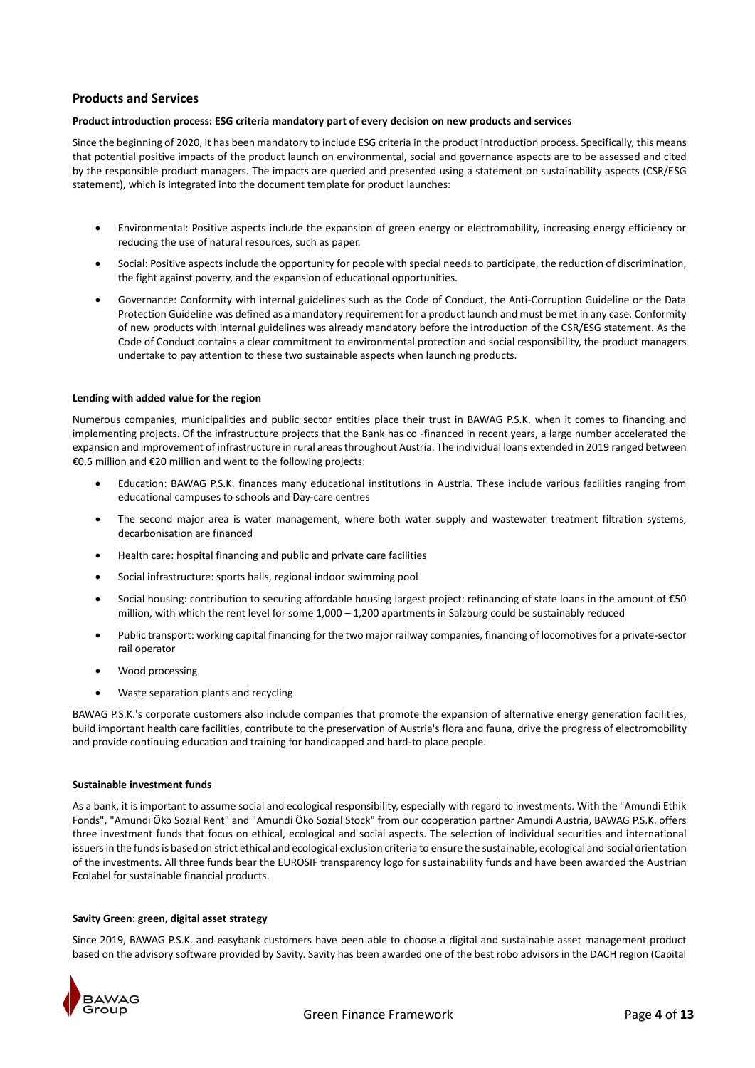## Products and Services

**Product introduction process: ESG criteria mandatory part of every decision on new products and services**

Since the beginning of 2020, it has been mandatory to include ESG criteria in the product introduction process. Specifically, this means that potential positive impacts of the product launch on environmental, social and governance aspects are to be assessed and cited by the responsible product managers. The impacts are queried and presented using a statement on sustainability aspects (CSR/ESG statement), which is integrated into the document template for product launches:

- Environmental: Positive aspects include the expansion of green energy or electromobility, increasing energy efficiency or reducing the use of natural resources, such as paper.
- Social: Positive aspects include the opportunity for people with special needs to participate, the reduction of discrimination, the fight against poverty, and the expansion of educational opportunities.
- Governance: Conformity with internal guidelines such as the Code of Conduct, the Anti-Corruption Guideline or the Data Protection Guideline was defined as a mandatory requirement for a product launch and must be met in any case. Conformity of new products with internal guidelines was already mandatory before the introduction of the CSR/ESG statement. As the Code of Conduct contains a clear commitment to environmental protection and social responsibility, the product managers undertake to pay attention to these two sustainable aspects when launching products.

**Lending with added value for the region**

Numerous companies, municipalities and public sector entities place their trust in BAWAG P.S.K. when it comes to financing and implementing projects. Of the infrastructure projects that the Bank has co -financed in recent years, a large number accelerated the expansion and improvement of infrastructure in rural areas throughout Austria. The individual loans extended in 2019 ranged between €0.5 million and €20 million and went to the following projects:

- Education: BAWAG P.S.K. finances many educational institutions in Austria. These include various facilities ranging from educational campuses to schools and Day-care centres
- The second major area is water management, where both water supply and wastewater treatment filtration systems, decarbonisation are financed
- Health care: hospital financing and public and private care facilities
- Social infrastructure: sports halls, regional indoor swimming pool
- Social housing: contribution to securing affordable housing largest project: refinancing of state loans in the amount of €50 million, with which the rent level for some 1,000 – 1,200 apartments in Salzburg could be sustainably reduced
- Public transport: working capital financing for the two major railway companies, financing of locomotives for a private-sector rail operator
- Wood processing
- Waste separation plants and recycling

BAWAG P.S.K.'s corporate customers also include companies that promote the expansion of alternative energy generation facilities, build important health care facilities, contribute to the preservation of Austria's flora and fauna, drive the progress of electromobility and provide continuing education and training for handicapped and hard-to place people.

**Sustainable investment funds**

As a bank, it is important to assume social and ecological responsibility, especially with regard to investments. With the "Amundi Ethik Fonds", "Amundi Öko Sozial Rent" and "Amundi Öko Sozial Stock" from our cooperation partner Amundi Austria, BAWAG P.S.K. offers three investment funds that focus on ethical, ecological and social aspects. The selection of individual securities and international issuers in the funds is based on strict ethical and ecological exclusion criteria to ensure the sustainable, ecological and social orientation of the investments. All three funds bear the EUROSIF transparency logo for sustainability funds and have been awarded the Austrian Ecolabel for sustainable financial products.

**Savity Green: green, digital asset strategy**

Since 2019, BAWAG P.S.K. and easybank customers have been able to choose a digital and sustainable asset management product based on the advisory software provided by Savity. Savity has been awarded one of the best robo advisors in the DACH region (Capital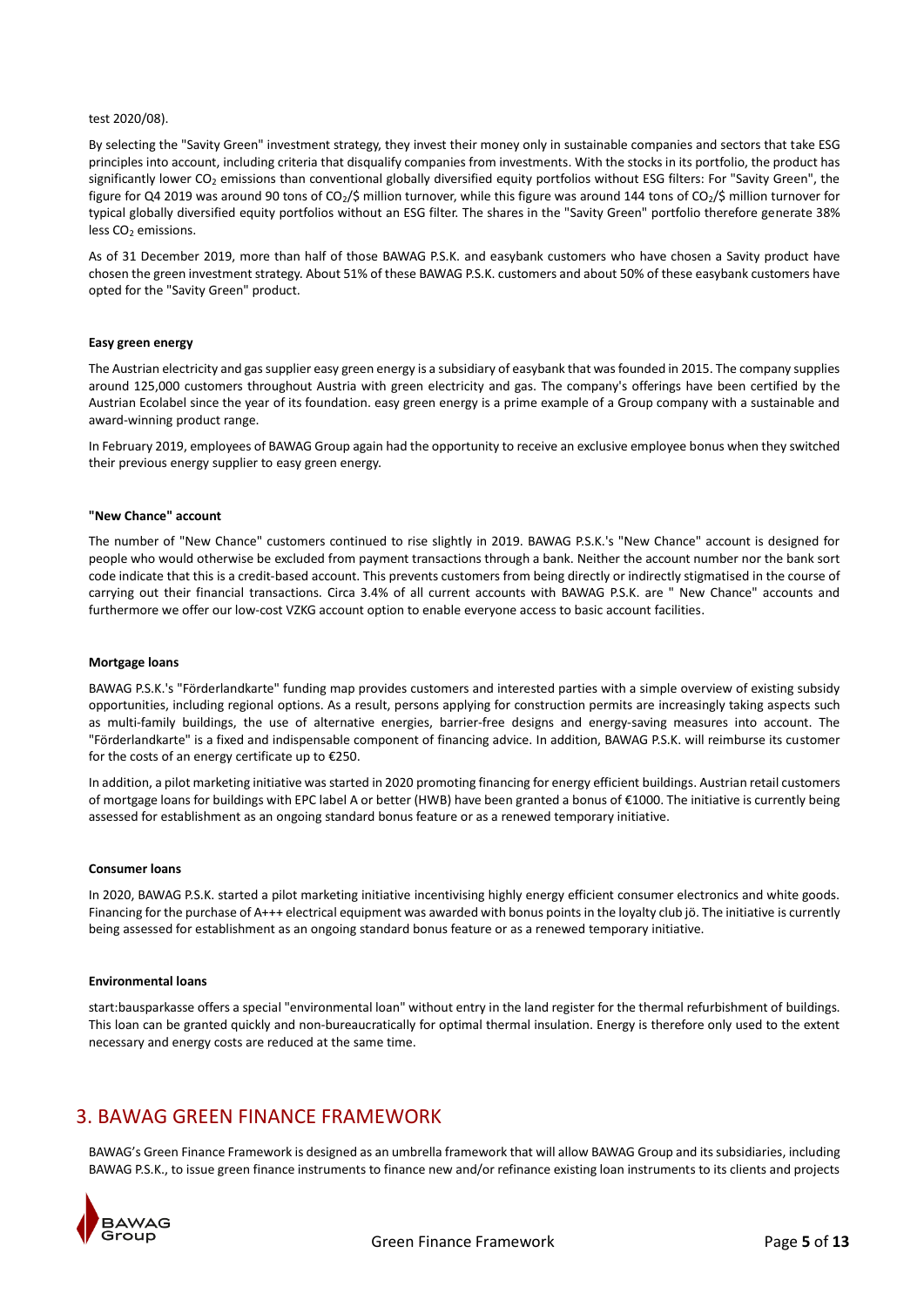test 2020/08).

By selecting the "Savity Green" investment strategy, they invest their money only in sustainable companies and sectors that take ESG principles into account, including criteria that disqualify companies from investments. With the stocks in its portfolio, the product has significantly lower $CO_2$ emissions than conventional globally diversified equity portfolios without ESG filters: For "Savity Green", the figure for Q4 2019 was around 90 tons of $CO_2$/$ million turnover, while this figure was around 144 tons of $CO_2$/$ million turnover for typical globally diversified equity portfolios without an ESG filter. The shares in the "Savity Green" portfolio therefore generate 38% less $CO_2$ emissions.

As of 31 December 2019, more than half of those BAWAG P.S.K. and easybank customers who have chosen a Savity product have chosen the green investment strategy. About 51% of these BAWAG P.S.K. customers and about 50% of these easybank customers have opted for the "Savity Green" product.

#### Easy green energy

The Austrian electricity and gas supplier easy green energy is a subsidiary of easybank that was founded in 2015. The company supplies around 125,000 customers throughout Austria with green electricity and gas. The company's offerings have been certified by the Austrian Ecolabel since the year of its foundation. easy green energy is a prime example of a Group company with a sustainable and award-winning product range.

In February 2019, employees of BAWAG Group again had the opportunity to receive an exclusive employee bonus when they switched their previous energy supplier to easy green energy.

#### "New Chance" account

The number of "New Chance" customers continued to rise slightly in 2019. BAWAG P.S.K.'s "New Chance" account is designed for people who would otherwise be excluded from payment transactions through a bank. Neither the account number nor the bank sort code indicate that this is a credit-based account. This prevents customers from being directly or indirectly stigmatised in the course of carrying out their financial transactions. Circa 3.4% of all current accounts with BAWAG P.S.K. are " New Chance" accounts and furthermore we offer our low-cost VZKG account option to enable everyone access to basic account facilities.

#### Mortgage loans

BAWAG P.S.K.'s "Förderlandkarte" funding map provides customers and interested parties with a simple overview of existing subsidy opportunities, including regional options. As a result, persons applying for construction permits are increasingly taking aspects such as multi-family buildings, the use of alternative energies, barrier-free designs and energy-saving measures into account. The "Förderlandkarte" is a fixed and indispensable component of financing advice. In addition, BAWAG P.S.K. will reimburse its customer for the costs of an energy certificate up to €250.

In addition, a pilot marketing initiative was started in 2020 promoting financing for energy efficient buildings. Austrian retail customers of mortgage loans for buildings with EPC label A or better (HWB) have been granted a bonus of €1000. The initiative is currently being assessed for establishment as an ongoing standard bonus feature or as a renewed temporary initiative.

#### Consumer loans

In 2020, BAWAG P.S.K. started a pilot marketing initiative incentivising highly energy efficient consumer electronics and white goods. Financing for the purchase of A+++ electrical equipment was awarded with bonus points in the loyalty club jö. The initiative is currently being assessed for establishment as an ongoing standard bonus feature or as a renewed temporary initiative.

#### Environmental loans

start:bausparkasse offers a special "environmental loan" without entry in the land register for the thermal refurbishment of buildings. This loan can be granted quickly and non-bureaucratically for optimal thermal insulation. Energy is therefore only used to the extent necessary and energy costs are reduced at the same time.

## 3. BAWAG GREEN FINANCE FRAMEWORK

BAWAG's Green Finance Framework is designed as an umbrella framework that will allow BAWAG Group and its subsidiaries, including BAWAG P.S.K., to issue green finance instruments to finance new and/or refinance existing loan instruments to its clients and projects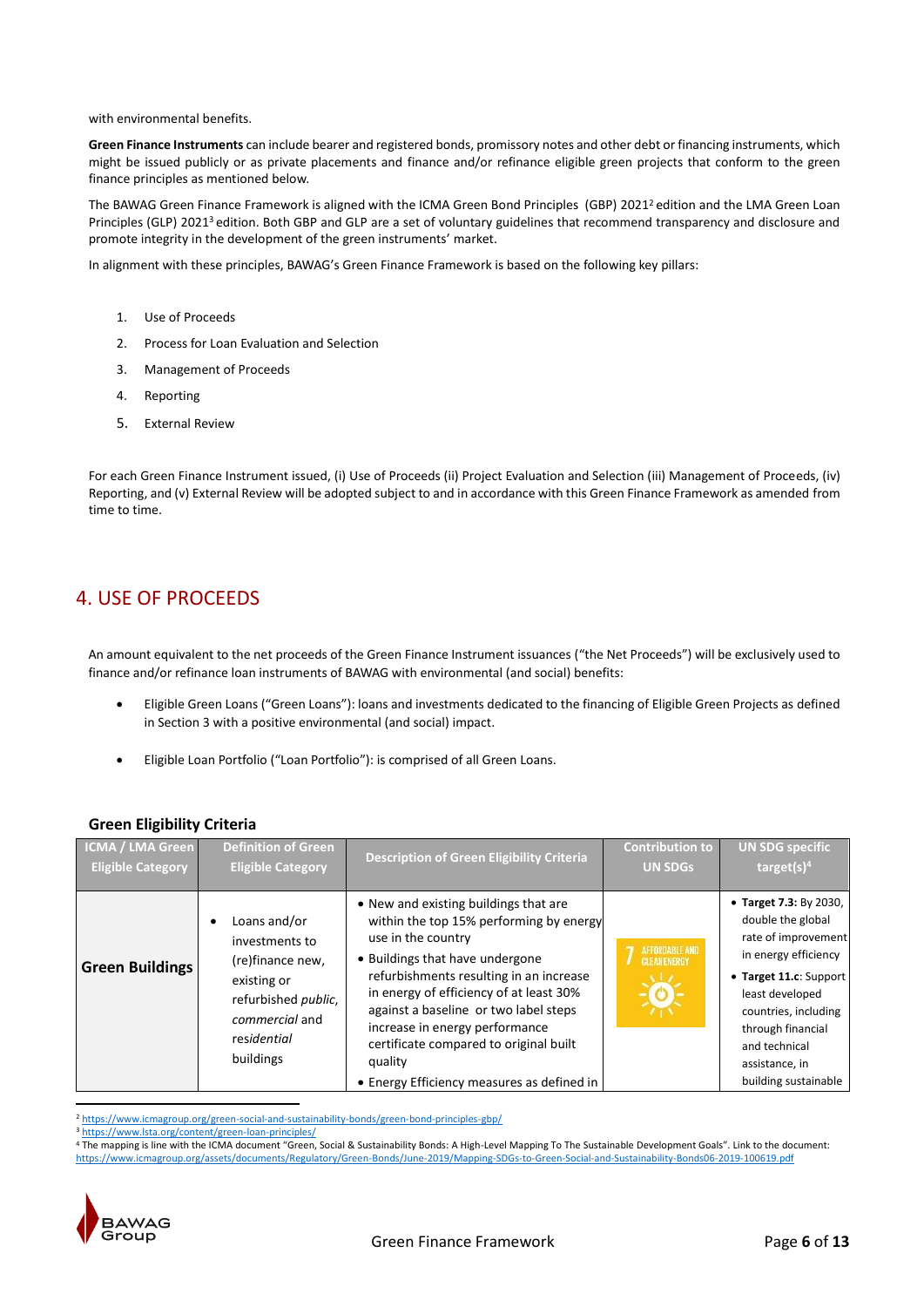with environmental benefits.

**Green Finance Instruments** can include bearer and registered bonds, promissory notes and other debt or financing instruments, which might be issued publicly or as private placements and finance and/or refinance eligible green projects that conform to the green finance principles as mentioned below.

The BAWAG Green Finance Framework is aligned with the ICMA Green Bond Principles (GBP) 2021[2] edition and the LMA Green Loan Principles (GLP) 2021[3] edition. Both GBP and GLP are a set of voluntary guidelines that recommend transparency and disclosure and promote integrity in the development of the green instruments' market.

In alignment with these principles, BAWAG's Green Finance Framework is based on the following key pillars:

1. Use of Proceeds
2. Process for Loan Evaluation and Selection
3. Management of Proceeds
4. Reporting
5. External Review

For each Green Finance Instrument issued, (i) Use of Proceeds (ii) Project Evaluation and Selection (iii) Management of Proceeds, (iv) Reporting, and (v) External Review will be adopted subject to and in accordance with this Green Finance Framework as amended from time to time.

# 4. USE OF PROCEEDS

An amount equivalent to the net proceeds of the Green Finance Instrument issuances ("the Net Proceeds") will be exclusively used to finance and/or refinance loan instruments of BAWAG with environmental (and social) benefits:

- Eligible Green Loans ("Green Loans"): loans and investments dedicated to the financing of Eligible Green Projects as defined in Section 3 with a positive environmental (and social) impact.
- Eligible Loan Portfolio ("Loan Portfolio"): is comprised of all Green Loans.

### Green Eligibility Criteria

| ICMA / LMA Green Eligible Category | Definition of Green Eligible Category | Description of Green Eligibility Criteria | Contribution to UN SDGs | UN SDG specific target(s)[4] |
|---|---|---|---|---|
| **Green Buildings** | • Loans and/or investments to (re)finance new, existing or refurbished *public*, *commercial* and *residential* buildings | • New and existing buildings that are within the top 15% performing by energy use in the country<br>• Buildings that have undergone refurbishments resulting in an increase in energy of efficiency of at least 30% against a baseline or two label steps increase in energy performance certificate compared to original built quality<br>• Energy Efficiency measures as defined in | 7 AFFORDABLE AND CLEAN ENERGY | • **Target 7.3:** By 2030, double the global rate of improvement in energy efficiency<br>• **Target 11.c**: Support least developed countries, including through financial and technical assistance, in building sustainable |

[2] https://www.icmagroup.org/green-social-and-sustainability-bonds/green-bond-principles-gbp/

[3] https://www.lsta.org/content/green-loan-principles/

[4] The mapping is line with the ICMA document "Green, Social & Sustainability Bonds: A High-Level Mapping To The Sustainable Development Goals". Link to the document: https://www.icmagroup.org/assets/documents/Regulatory/Green-Bonds/June-2019/Mapping-SDGs-to-Green-Social-and-Sustainability-Bonds06-2019-100619.pdf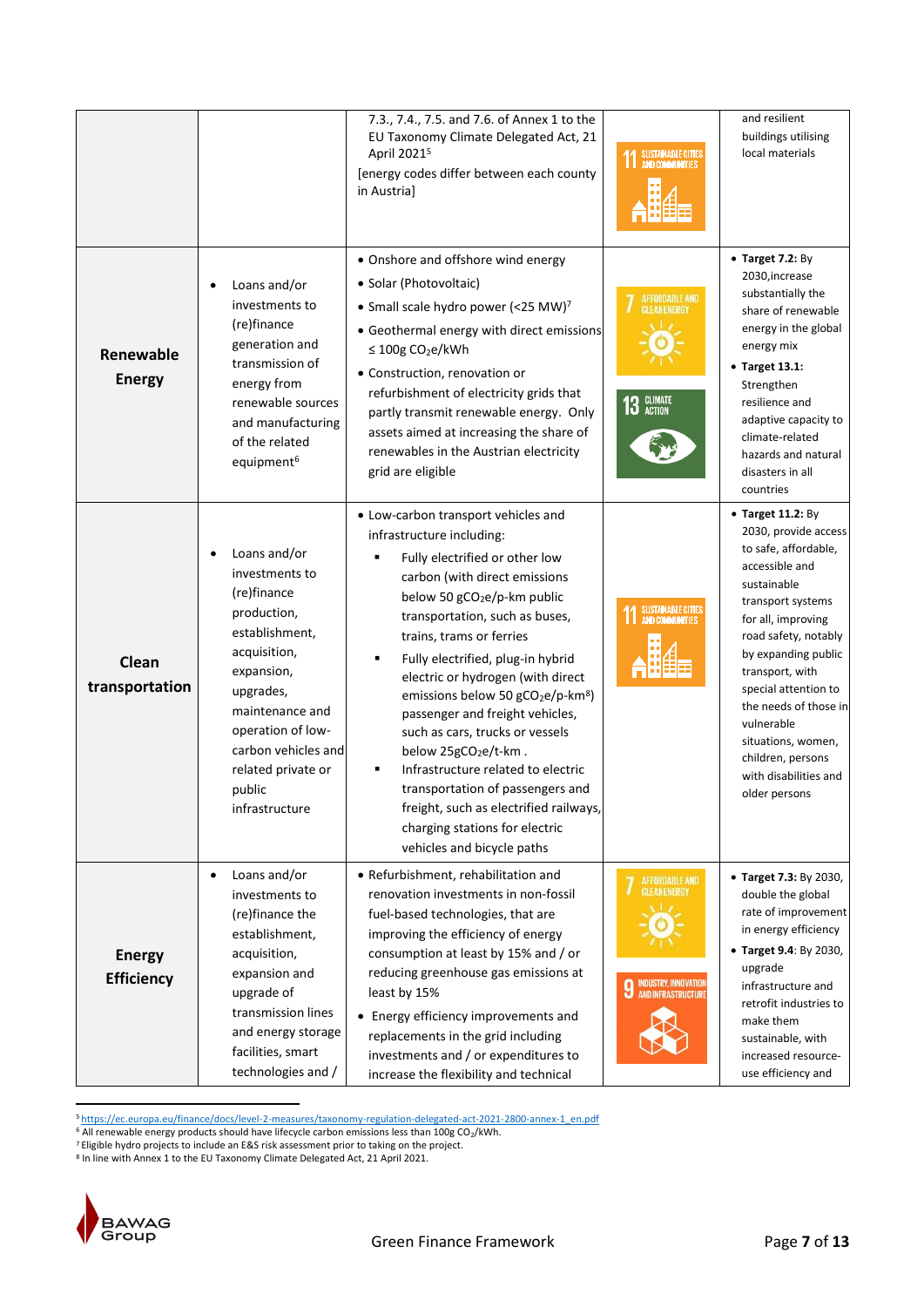| | | | | |
|---|---|---|---|---|
| | | 7.3., 7.4., 7.5. and 7.6. of Annex 1 to the EU Taxonomy Climate Delegated Act, 21 April 2021[5]<br>[energy codes differ between each county in Austria] | 11 SUSTAINABLE CITIES AND COMMUNITIES | and resilient buildings utilising local materials |
| **Renewable Energy** | • Loans and/or investments to (re)finance generation and transmission of energy from renewable sources and manufacturing of the related equipment[6] | • Onshore and offshore wind energy<br>• Solar (Photovoltaic)<br>• Small scale hydro power (<25 MW)[7]<br>• Geothermal energy with direct emissions ≤ 100g $CO_2e$/kWh<br>• Construction, renovation or refurbishment of electricity grids that partly transmit renewable energy. Only assets aimed at increasing the share of renewables in the Austrian electricity grid are eligible | 7 AFFORDABLE AND CLEAN ENERGY<br>13 CLIMATE ACTION | • **Target 7.2:** By 2030,increase substantially the share of renewable energy in the global energy mix<br>• **Target 13.1:** Strengthen resilience and adaptive capacity to climate-related hazards and natural disasters in all countries |
| **Clean transportation** | • Loans and/or investments to (re)finance production, establishment, acquisition, expansion, upgrades, maintenance and operation of low-carbon vehicles and related private or public infrastructure | • Low-carbon transport vehicles and infrastructure including:<br>▪ Fully electrified or other low carbon (with direct emissions below 50 $gCO_2e$/p-km public transportation, such as buses, trains, trams or ferries<br>▪ Fully electrified, plug-in hybrid electric or hydrogen (with direct emissions below 50 $gCO_2e$/p-km[8]) passenger and freight vehicles, such as cars, trucks or vessels below 25$gCO_2e$/t-km .<br>▪ Infrastructure related to electric transportation of passengers and freight, such as electrified railways, charging stations for electric vehicles and bicycle paths | 11 SUSTAINABLE CITIES AND COMMUNITIES | • **Target 11.2:** By 2030, provide access to safe, affordable, accessible and sustainable transport systems for all, improving road safety, notably by expanding public transport, with special attention to the needs of those in vulnerable situations, women, children, persons with disabilities and older persons |
| **Energy Efficiency** | • Loans and/or investments to (re)finance the establishment, acquisition, expansion and upgrade of transmission lines and energy storage facilities, smart technologies and / | • Refurbishment, rehabilitation and renovation investments in non-fossil fuel-based technologies, that are improving the efficiency of energy consumption at least by 15% and / or reducing greenhouse gas emissions at least by 15%<br>• Energy efficiency improvements and replacements in the grid including investments and / or expenditures to increase the flexibility and technical | 7 AFFORDABLE AND CLEAN ENERGY<br>9 INDUSTRY, INNOVATION AND INFRASTRUCTURE | • **Target 7.3:** By 2030, double the global rate of improvement in energy efficiency<br>• **Target 9.4**: By 2030, upgrade infrastructure and retrofit industries to make them sustainable, with increased resource-use efficiency and |

[5] https://ec.europa.eu/finance/docs/level-2-measures/taxonomy-regulation-delegated-act-2021-2800-annex-1_en.pdf
[6] All renewable energy products should have lifecycle carbon emissions less than 100g $CO_2$/kWh.
[7] Eligible hydro projects to include an E&S risk assessment prior to taking on the project.
[8] In line with Annex 1 to the EU Taxonomy Climate Delegated Act, 21 April 2021.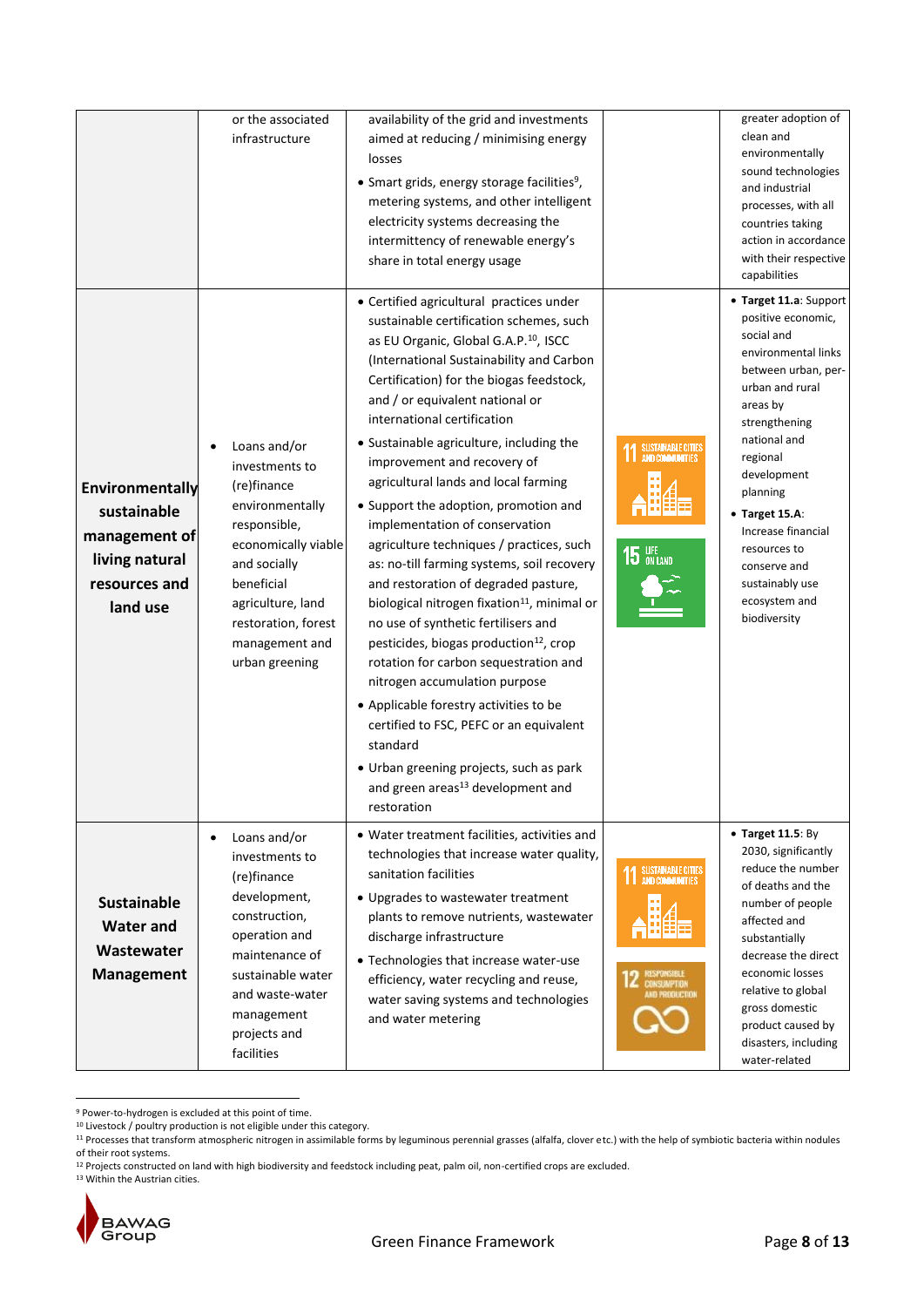| | | | | |
|---|---|---|---|---|
| | or the associated infrastructure | availability of the grid and investments aimed at reducing / minimising energy losses<br>• Smart grids, energy storage facilities[9], metering systems, and other intelligent electricity systems decreasing the intermittency of renewable energy's share in total energy usage | | greater adoption of clean and environmentally sound technologies and industrial processes, with all countries taking action in accordance with their respective capabilities |
| **Environmentally sustainable management of living natural resources and land use** | • Loans and/or investments to (re)finance environmentally responsible, economically viable and socially beneficial agriculture, land restoration, forest management and urban greening | • Certified agricultural practices under sustainable certification schemes, such as EU Organic, Global G.A.P.[10], ISCC (International Sustainability and Carbon Certification) for the biogas feedstock, and / or equivalent national or international certification<br>• Sustainable agriculture, including the improvement and recovery of agricultural lands and local farming<br>• Support the adoption, promotion and implementation of conservation agriculture techniques / practices, such as: no-till farming systems, soil recovery and restoration of degraded pasture, biological nitrogen fixation[11], minimal or no use of synthetic fertilisers and pesticides, biogas production[12], crop rotation for carbon sequestration and nitrogen accumulation purpose<br>• Applicable forestry activities to be certified to FSC, PEFC or an equivalent standard<br>• Urban greening projects, such as park and green areas[13] development and restoration | 11 SUSTAINABLE CITIES AND COMMUNITIES<br>15 LIFE ON LAND | • **Target 11.a**: Support positive economic, social and environmental links between urban, per-urban and rural areas by strengthening national and regional development planning<br>• **Target 15.A**: Increase financial resources to conserve and sustainably use ecosystem and biodiversity |
| **Sustainable Water and Wastewater Management** | • Loans and/or investments to (re)finance development, construction, operation and maintenance of sustainable water and waste-water management projects and facilities | • Water treatment facilities, activities and technologies that increase water quality, sanitation facilities<br>• Upgrades to wastewater treatment plants to remove nutrients, wastewater discharge infrastructure<br>• Technologies that increase water-use efficiency, water recycling and reuse, water saving systems and technologies and water metering | 11 SUSTAINABLE CITIES AND COMMUNITIES<br>12 RESPONSIBLE CONSUMPTION AND PRODUCTION | • **Target 11.5**: By 2030, significantly reduce the number of deaths and the number of people affected and substantially decrease the direct economic losses relative to global gross domestic product caused by disasters, including water-related |

[9] Power-to-hydrogen is excluded at this point of time.
[10] Livestock / poultry production is not eligible under this category.
[11] Processes that transform atmospheric nitrogen in assimilable forms by leguminous perennial grasses (alfalfa, clover etc.) with the help of symbiotic bacteria within nodules of their root systems.
[12] Projects constructed on land with high biodiversity and feedstock including peat, palm oil, non-certified crops are excluded.
[13] Within the Austrian cities.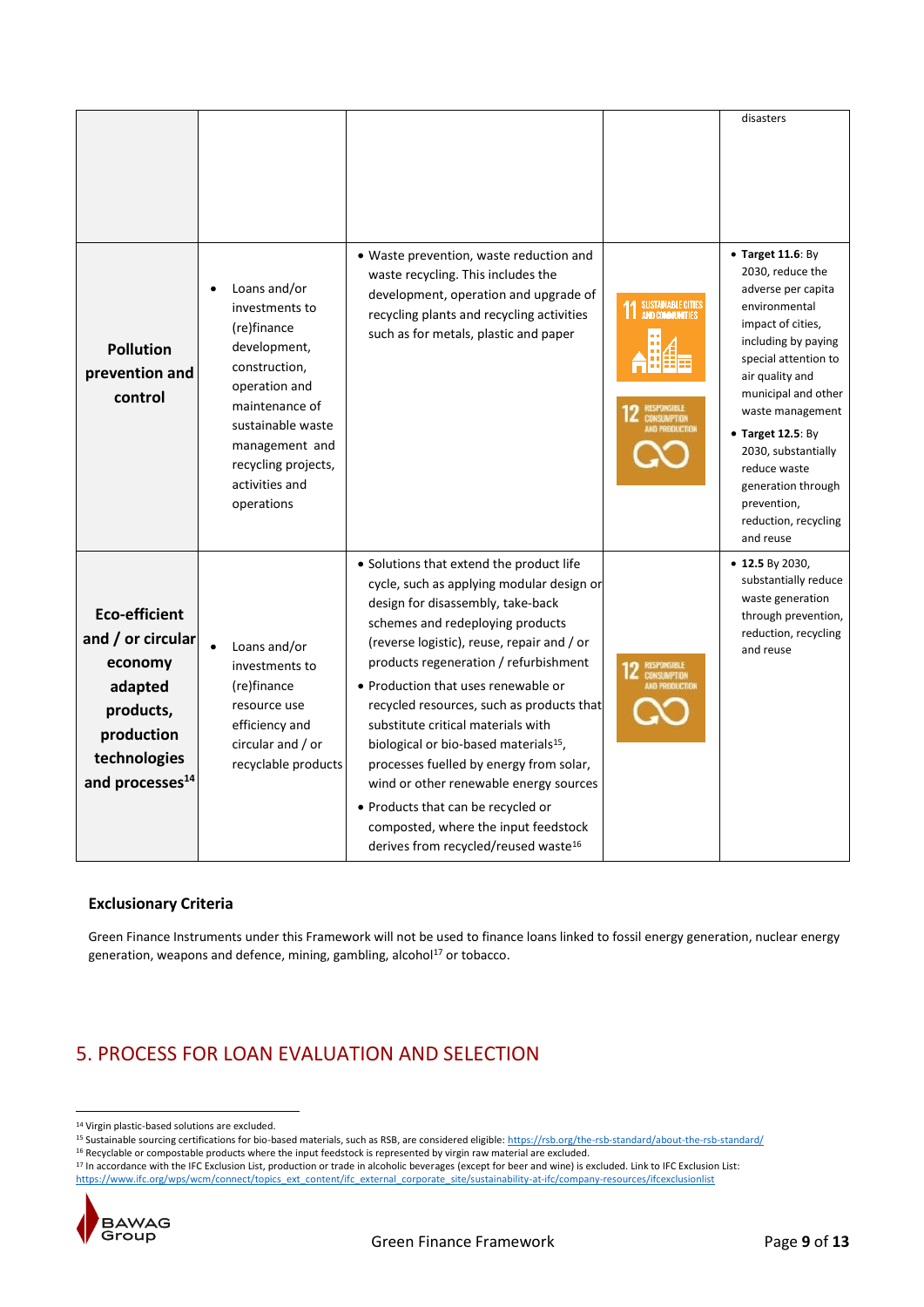| | | | | |
|---|---|---|---|---|
| | | | | disasters |
| **Pollution prevention and control** | • Loans and/or investments to (re)finance development, construction, operation and maintenance of sustainable waste management and recycling projects, activities and operations | • Waste prevention, waste reduction and waste recycling. This includes the development, operation and upgrade of recycling plants and recycling activities such as for metals, plastic and paper | 11 SUSTAINABLE CITIES AND COMMUNITIES<br>12 RESPONSIBLE CONSUMPTION AND PRODUCTION | • **Target 11.6**: By 2030, reduce the adverse per capita environmental impact of cities, including by paying special attention to air quality and municipal and other waste management<br>• **Target 12.5**: By 2030, substantially reduce waste generation through prevention, reduction, recycling and reuse |
| **Eco-efficient and / or circular economy adapted products, production technologies and processes**[14] | • Loans and/or investments to (re)finance resource use efficiency and circular and / or recyclable products | • Solutions that extend the product life cycle, such as applying modular design or design for disassembly, take-back schemes and redeploying products (reverse logistic), reuse, repair and / or products regeneration / refurbishment<br>• Production that uses renewable or recycled resources, such as products that substitute critical materials with biological or bio-based materials[15], processes fuelled by energy from solar, wind or other renewable energy sources<br>• Products that can be recycled or composted, where the input feedstock derives from recycled/reused waste[16] | 12 RESPONSIBLE CONSUMPTION AND PRODUCTION | • **12.5** By 2030, substantially reduce waste generation through prevention, reduction, recycling and reuse |

### Exclusionary Criteria

Green Finance Instruments under this Framework will not be used to finance loans linked to fossil energy generation, nuclear energy generation, weapons and defence, mining, gambling, alcohol[17] or tobacco.

## 5. PROCESS FOR LOAN EVALUATION AND SELECTION

[14] Virgin plastic-based solutions are excluded.

[15] Sustainable sourcing certifications for bio-based materials, such as RSB, are considered eligible: https://rsb.org/the-rsb-standard/about-the-rsb-standard/

[16] Recyclable or compostable products where the input feedstock is represented by virgin raw material are excluded.

[17] In accordance with the IFC Exclusion List, production or trade in alcoholic beverages (except for beer and wine) is excluded. Link to IFC Exclusion List: https://www.ifc.org/wps/wcm/connect/topics_ext_content/ifc_external_corporate_site/sustainability-at-ifc/company-resources/ifcexclusionlist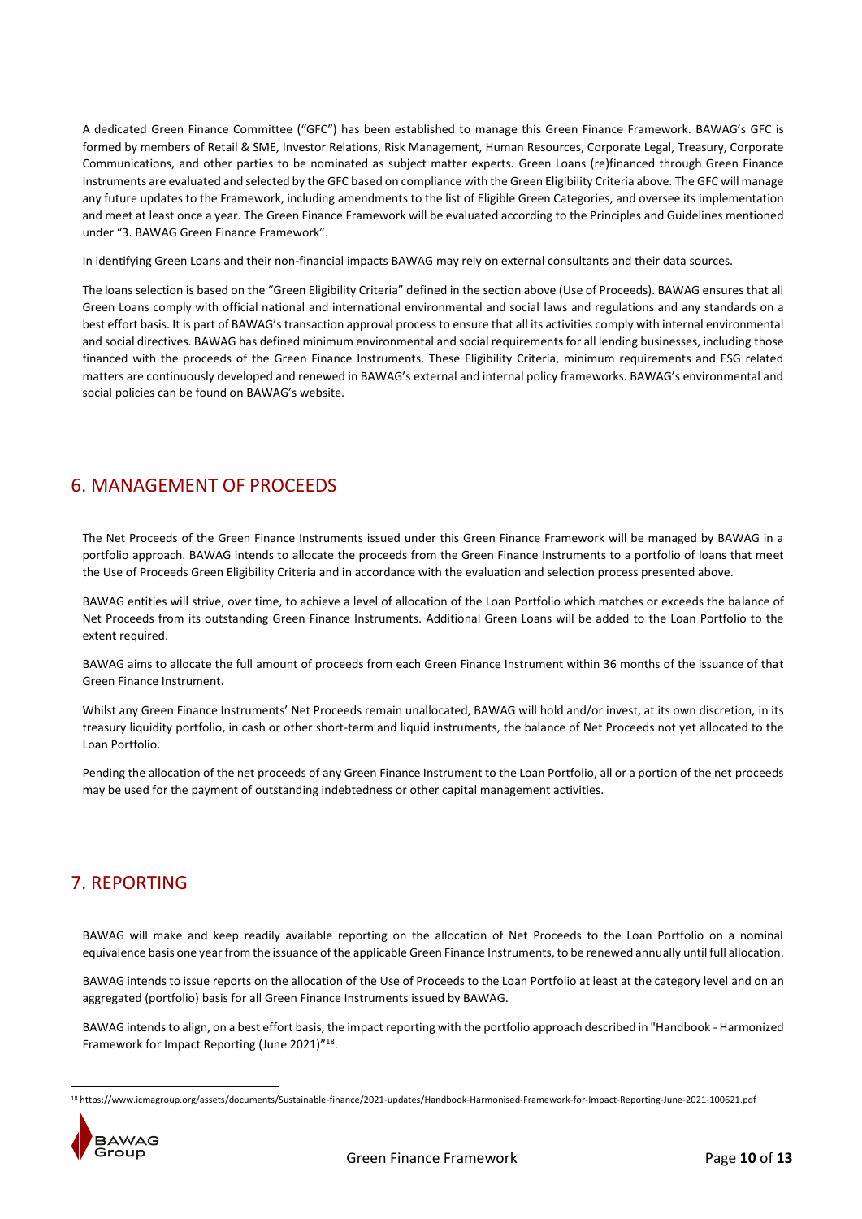A dedicated Green Finance Committee ("GFC") has been established to manage this Green Finance Framework. BAWAG's GFC is formed by members of Retail & SME, Investor Relations, Risk Management, Human Resources, Corporate Legal, Treasury, Corporate Communications, and other parties to be nominated as subject matter experts. Green Loans (re)financed through Green Finance Instruments are evaluated and selected by the GFC based on compliance with the Green Eligibility Criteria above. The GFC will manage any future updates to the Framework, including amendments to the list of Eligible Green Categories, and oversee its implementation and meet at least once a year. The Green Finance Framework will be evaluated according to the Principles and Guidelines mentioned under "3. BAWAG Green Finance Framework".

In identifying Green Loans and their non-financial impacts BAWAG may rely on external consultants and their data sources.

The loans selection is based on the "Green Eligibility Criteria" defined in the section above (Use of Proceeds). BAWAG ensures that all Green Loans comply with official national and international environmental and social laws and regulations and any standards on a best effort basis. It is part of BAWAG's transaction approval process to ensure that all its activities comply with internal environmental and social directives. BAWAG has defined minimum environmental and social requirements for all lending businesses, including those financed with the proceeds of the Green Finance Instruments. These Eligibility Criteria, minimum requirements and ESG related matters are continuously developed and renewed in BAWAG's external and internal policy frameworks. BAWAG's environmental and social policies can be found on BAWAG's website.

## 6. MANAGEMENT OF PROCEEDS

The Net Proceeds of the Green Finance Instruments issued under this Green Finance Framework will be managed by BAWAG in a portfolio approach. BAWAG intends to allocate the proceeds from the Green Finance Instruments to a portfolio of loans that meet the Use of Proceeds Green Eligibility Criteria and in accordance with the evaluation and selection process presented above.

BAWAG entities will strive, over time, to achieve a level of allocation of the Loan Portfolio which matches or exceeds the balance of Net Proceeds from its outstanding Green Finance Instruments. Additional Green Loans will be added to the Loan Portfolio to the extent required.

BAWAG aims to allocate the full amount of proceeds from each Green Finance Instrument within 36 months of the issuance of that Green Finance Instrument.

Whilst any Green Finance Instruments' Net Proceeds remain unallocated, BAWAG will hold and/or invest, at its own discretion, in its treasury liquidity portfolio, in cash or other short-term and liquid instruments, the balance of Net Proceeds not yet allocated to the Loan Portfolio.

Pending the allocation of the net proceeds of any Green Finance Instrument to the Loan Portfolio, all or a portion of the net proceeds may be used for the payment of outstanding indebtedness or other capital management activities.

## 7. REPORTING

BAWAG will make and keep readily available reporting on the allocation of Net Proceeds to the Loan Portfolio on a nominal equivalence basis one year from the issuance of the applicable Green Finance Instruments, to be renewed annually until full allocation.

BAWAG intends to issue reports on the allocation of the Use of Proceeds to the Loan Portfolio at least at the category level and on an aggregated (portfolio) basis for all Green Finance Instruments issued by BAWAG.

BAWAG intends to align, on a best effort basis, the impact reporting with the portfolio approach described in "Handbook - Harmonized Framework for Impact Reporting (June 2021)"[18].

[18] https://www.icmagroup.org/assets/documents/Sustainable-finance/2021-updates/Handbook-Harmonised-Framework-for-Impact-Reporting-June-2021-100621.pdf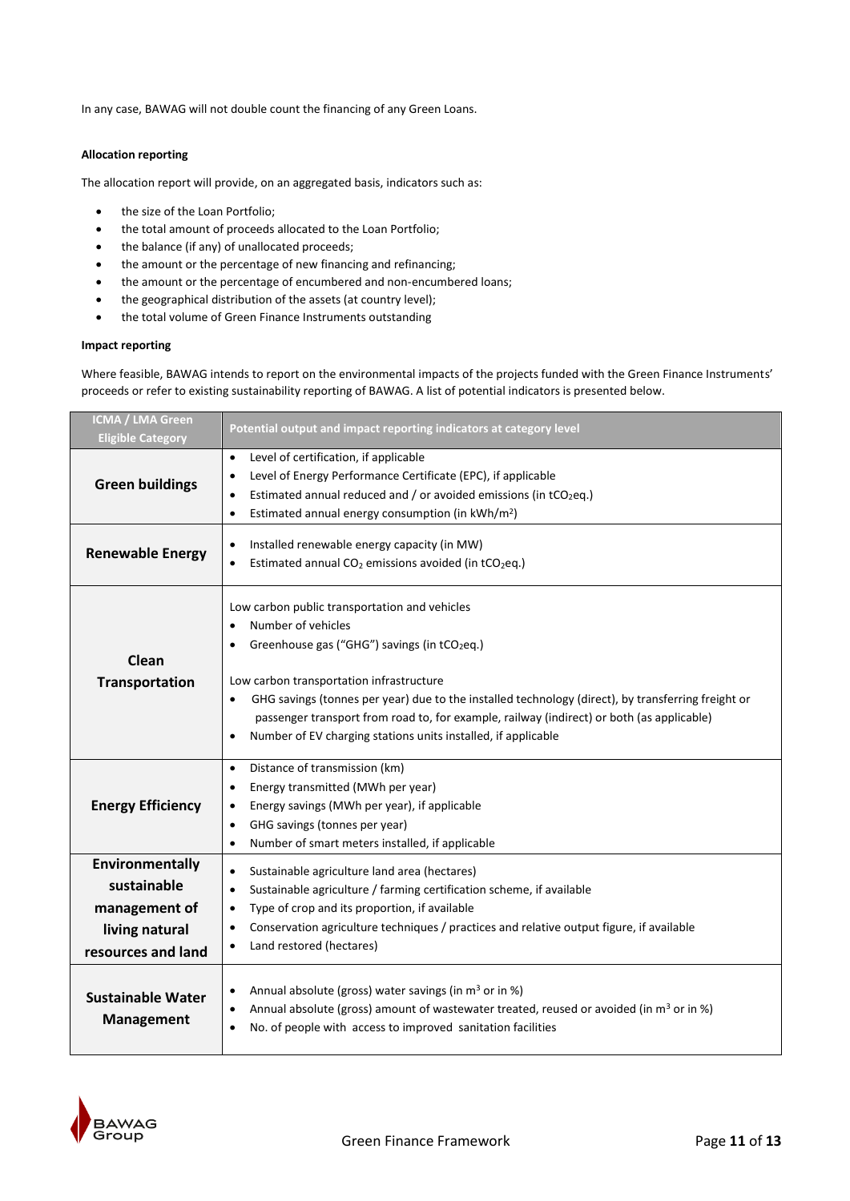In any case, BAWAG will not double count the financing of any Green Loans.

**Allocation reporting**

The allocation report will provide, on an aggregated basis, indicators such as:

- the size of the Loan Portfolio;
- the total amount of proceeds allocated to the Loan Portfolio;
- the balance (if any) of unallocated proceeds;
- the amount or the percentage of new financing and refinancing;
- the amount or the percentage of encumbered and non-encumbered loans;
- the geographical distribution of the assets (at country level);
- the total volume of Green Finance Instruments outstanding

**Impact reporting**

Where feasible, BAWAG intends to report on the environmental impacts of the projects funded with the Green Finance Instruments' proceeds or refer to existing sustainability reporting of BAWAG. A list of potential indicators is presented below.

| ICMA / LMA Green Eligible Category | Potential output and impact reporting indicators at category level |
|---|---|
| **Green buildings** | • Level of certification, if applicable<br>• Level of Energy Performance Certificate (EPC), if applicable<br>• Estimated annual reduced and / or avoided emissions (in $tCO_2eq.$)<br>• Estimated annual energy consumption (in $kWh/m^2$) |
| **Renewable Energy** | • Installed renewable energy capacity (in MW)<br>• Estimated annual $CO_2$ emissions avoided (in $tCO_2eq.$) |
| **Clean Transportation** | Low carbon public transportation and vehicles<br>• Number of vehicles<br>• Greenhouse gas ("GHG") savings (in $tCO_2eq.$)<br><br>Low carbon transportation infrastructure<br>• GHG savings (tonnes per year) due to the installed technology (direct), by transferring freight or passenger transport from road to, for example, railway (indirect) or both (as applicable)<br>• Number of EV charging stations units installed, if applicable |
| **Energy Efficiency** | • Distance of transmission (km)<br>• Energy transmitted (MWh per year)<br>• Energy savings (MWh per year), if applicable<br>• GHG savings (tonnes per year)<br>• Number of smart meters installed, if applicable |
| **Environmentally sustainable management of living natural resources and land** | • Sustainable agriculture land area (hectares)<br>• Sustainable agriculture / farming certification scheme, if available<br>• Type of crop and its proportion, if available<br>• Conservation agriculture techniques / practices and relative output figure, if available<br>• Land restored (hectares) |
| **Sustainable Water Management** | • Annual absolute (gross) water savings (in $m^3$ or in %)<br>• Annual absolute (gross) amount of wastewater treated, reused or avoided (in $m^3$ or in %)<br>• No. of people with access to improved sanitation facilities |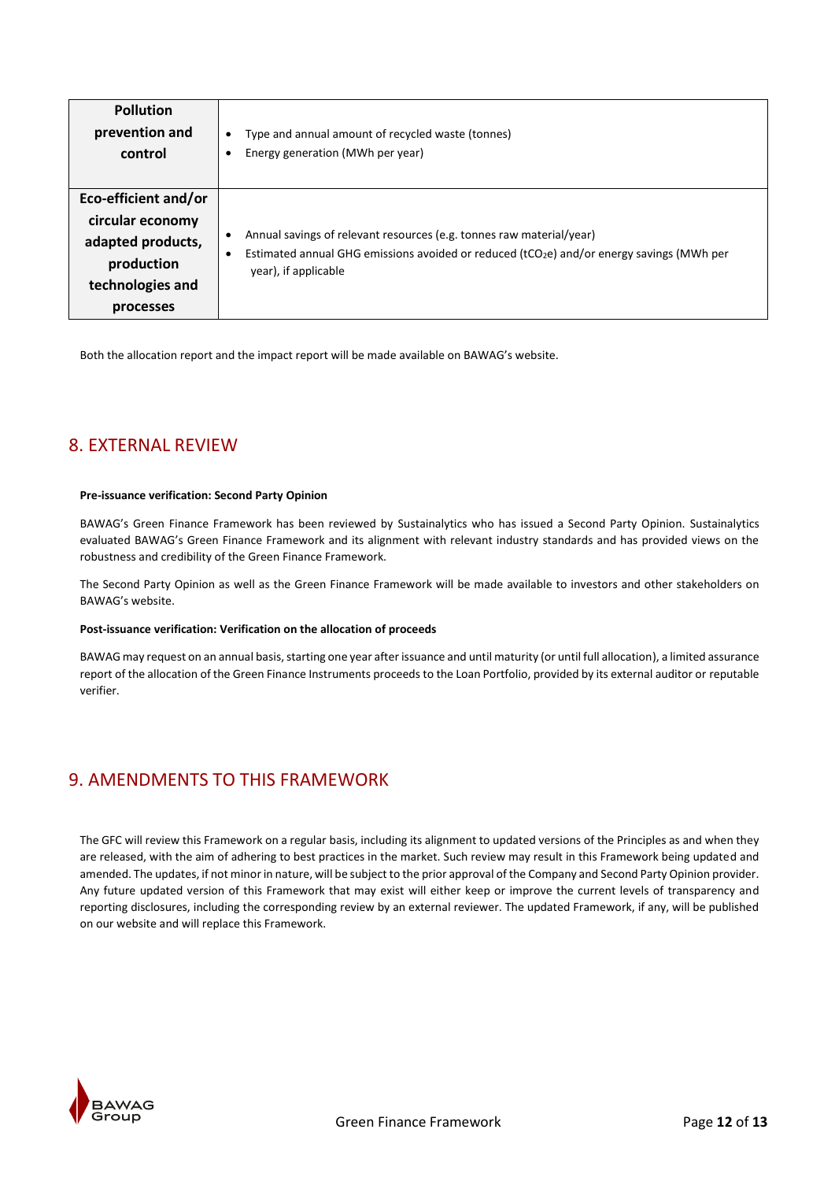| | |
|---|---|
| **Pollution prevention and control** | • Type and annual amount of recycled waste (tonnes)<br>• Energy generation (MWh per year) |
| **Eco-efficient and/or circular economy adapted products, production technologies and processes** | • Annual savings of relevant resources (e.g. tonnes raw material/year)<br>• Estimated annual GHG emissions avoided or reduced ($tCO_2e$) and/or energy savings (MWh per year), if applicable |

Both the allocation report and the impact report will be made available on BAWAG's website.

## 8. EXTERNAL REVIEW

**Pre-issuance verification: Second Party Opinion**

BAWAG's Green Finance Framework has been reviewed by Sustainalytics who has issued a Second Party Opinion. Sustainalytics evaluated BAWAG's Green Finance Framework and its alignment with relevant industry standards and has provided views on the robustness and credibility of the Green Finance Framework.

The Second Party Opinion as well as the Green Finance Framework will be made available to investors and other stakeholders on BAWAG's website.

**Post-issuance verification: Verification on the allocation of proceeds**

BAWAG may request on an annual basis, starting one year after issuance and until maturity (or until full allocation), a limited assurance report of the allocation of the Green Finance Instruments proceeds to the Loan Portfolio, provided by its external auditor or reputable verifier.

## 9. AMENDMENTS TO THIS FRAMEWORK

The GFC will review this Framework on a regular basis, including its alignment to updated versions of the Principles as and when they are released, with the aim of adhering to best practices in the market. Such review may result in this Framework being updated and amended. The updates, if not minor in nature, will be subject to the prior approval of the Company and Second Party Opinion provider. Any future updated version of this Framework that may exist will either keep or improve the current levels of transparency and reporting disclosures, including the corresponding review by an external reviewer. The updated Framework, if any, will be published on our website and will replace this Framework.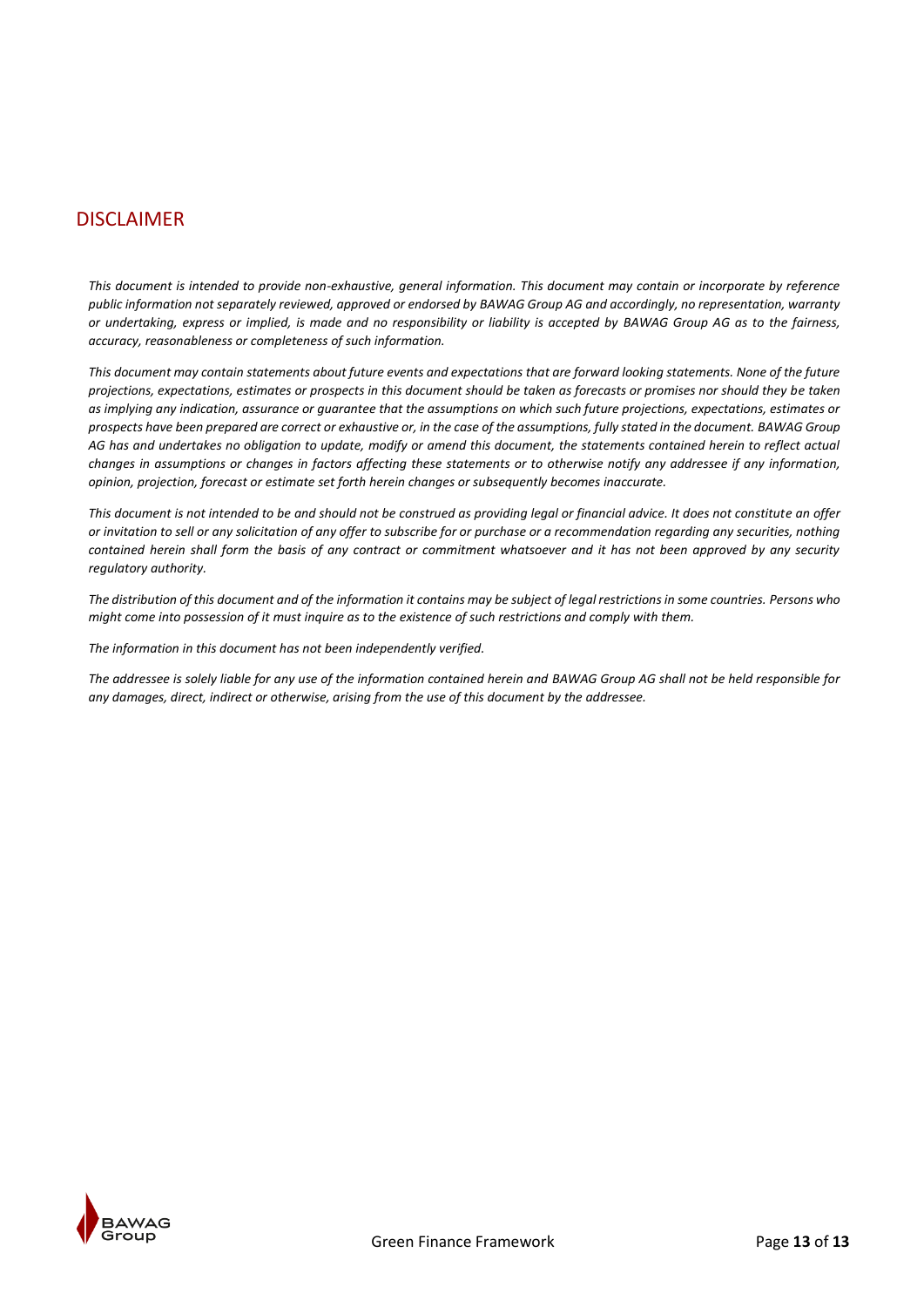# DISCLAIMER

*This document is intended to provide non-exhaustive, general information. This document may contain or incorporate by reference public information not separately reviewed, approved or endorsed by BAWAG Group AG and accordingly, no representation, warranty or undertaking, express or implied, is made and no responsibility or liability is accepted by BAWAG Group AG as to the fairness, accuracy, reasonableness or completeness of such information.*

*This document may contain statements about future events and expectations that are forward looking statements. None of the future projections, expectations, estimates or prospects in this document should be taken as forecasts or promises nor should they be taken as implying any indication, assurance or guarantee that the assumptions on which such future projections, expectations, estimates or prospects have been prepared are correct or exhaustive or, in the case of the assumptions, fully stated in the document. BAWAG Group AG has and undertakes no obligation to update, modify or amend this document, the statements contained herein to reflect actual changes in assumptions or changes in factors affecting these statements or to otherwise notify any addressee if any information, opinion, projection, forecast or estimate set forth herein changes or subsequently becomes inaccurate.*

*This document is not intended to be and should not be construed as providing legal or financial advice. It does not constitute an offer or invitation to sell or any solicitation of any offer to subscribe for or purchase or a recommendation regarding any securities, nothing contained herein shall form the basis of any contract or commitment whatsoever and it has not been approved by any security regulatory authority.*

*The distribution of this document and of the information it contains may be subject of legal restrictions in some countries. Persons who might come into possession of it must inquire as to the existence of such restrictions and comply with them.*

*The information in this document has not been independently verified.*

*The addressee is solely liable for any use of the information contained herein and BAWAG Group AG shall not be held responsible for any damages, direct, indirect or otherwise, arising from the use of this document by the addressee.*